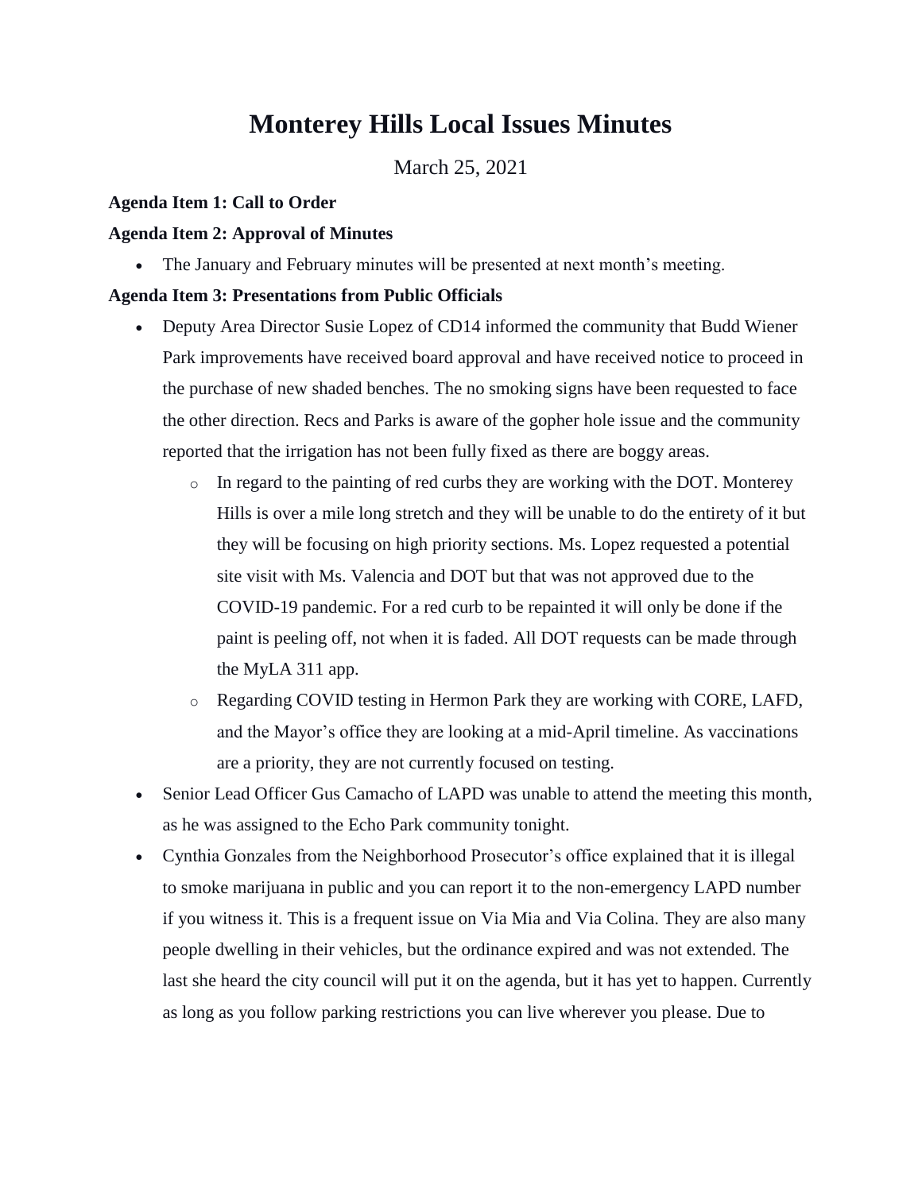# Monterey Hills Local Issues Minutes

March 25, 2021

**Agenda Item 1: Call to Order**

**Agenda Item 2: Approval of Minutes**

- The January and February minutes will be presented at next month's meeting.

**Agenda Item 3: Presentations from Public Officials**

- Deputy Area Director Susie Lopez of CD14 informed the community that Budd Wiener Park improvements have received board approval and have received notice to proceed in the purchase of new shaded benches. The no smoking signs have been requested to face the other direction. Recs and Parks is aware of the gopher hole issue and the community reported that the irrigation has not been fully fixed as there are boggy areas.
  - In regard to the painting of red curbs they are working with the DOT. Monterey Hills is over a mile long stretch and they will be unable to do the entirety of it but they will be focusing on high priority sections. Ms. Lopez requested a potential site visit with Ms. Valencia and DOT but that was not approved due to the COVID-19 pandemic. For a red curb to be repainted it will only be done if the paint is peeling off, not when it is faded. All DOT requests can be made through the MyLA 311 app.
  - Regarding COVID testing in Hermon Park they are working with CORE, LAFD, and the Mayor's office they are looking at a mid-April timeline. As vaccinations are a priority, they are not currently focused on testing.
- Senior Lead Officer Gus Camacho of LAPD was unable to attend the meeting this month, as he was assigned to the Echo Park community tonight.
- Cynthia Gonzales from the Neighborhood Prosecutor's office explained that it is illegal to smoke marijuana in public and you can report it to the non-emergency LAPD number if you witness it. This is a frequent issue on Via Mia and Via Colina. They are also many people dwelling in their vehicles, but the ordinance expired and was not extended. The last she heard the city council will put it on the agenda, but it has yet to happen. Currently as long as you follow parking restrictions you can live wherever you please. Due to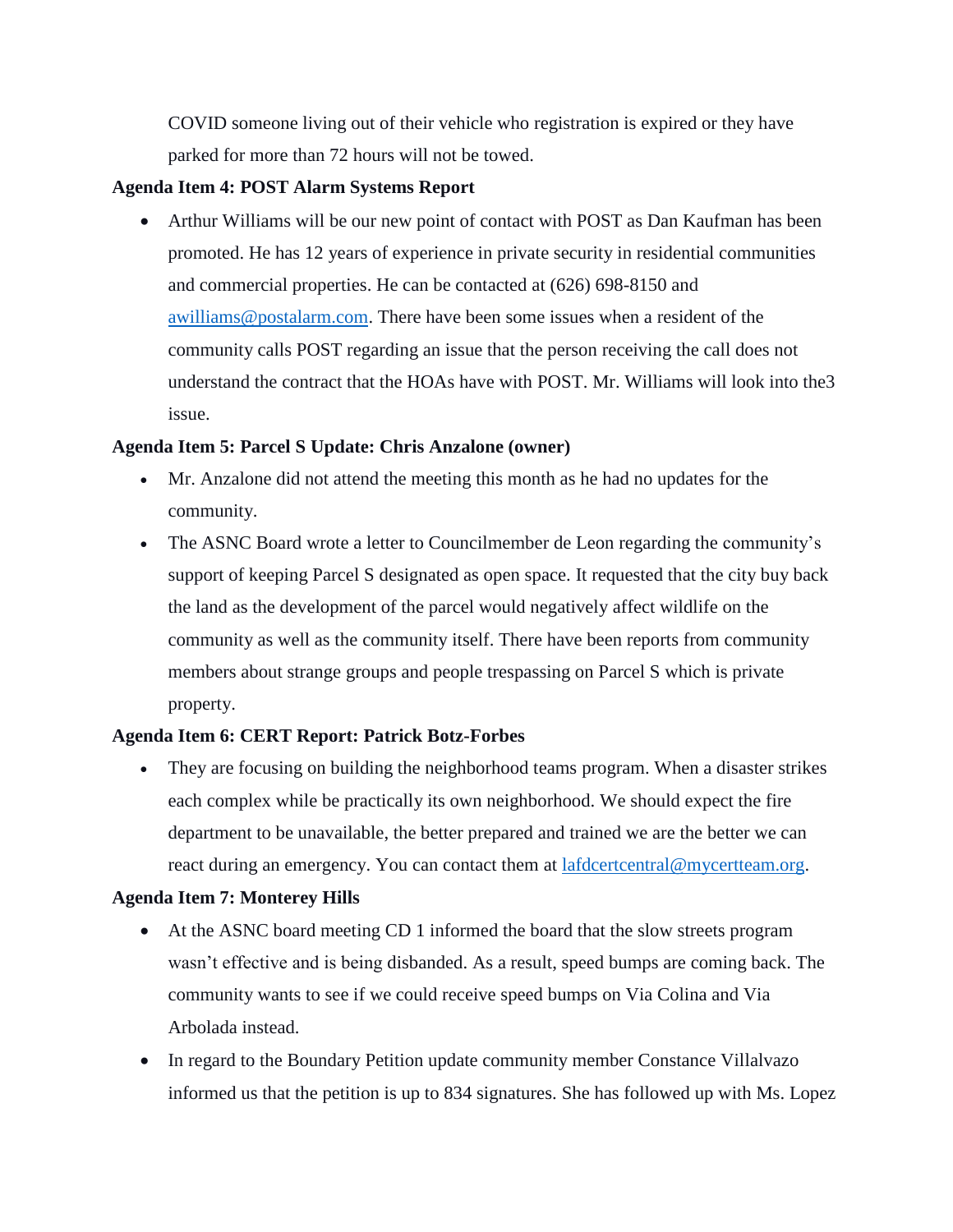COVID someone living out of their vehicle who registration is expired or they have parked for more than 72 hours will not be towed.

**Agenda Item 4: POST Alarm Systems Report**

- Arthur Williams will be our new point of contact with POST as Dan Kaufman has been promoted. He has 12 years of experience in private security in residential communities and commercial properties. He can be contacted at (626) 698-8150 and awilliams@postalarm.com. There have been some issues when a resident of the community calls POST regarding an issue that the person receiving the call does not understand the contract that the HOAs have with POST. Mr. Williams will look into the3 issue.

**Agenda Item 5: Parcel S Update: Chris Anzalone (owner)**

- Mr. Anzalone did not attend the meeting this month as he had no updates for the community.
- The ASNC Board wrote a letter to Councilmember de Leon regarding the community's support of keeping Parcel S designated as open space. It requested that the city buy back the land as the development of the parcel would negatively affect wildlife on the community as well as the community itself. There have been reports from community members about strange groups and people trespassing on Parcel S which is private property.

**Agenda Item 6: CERT Report: Patrick Botz-Forbes**

- They are focusing on building the neighborhood teams program. When a disaster strikes each complex while be practically its own neighborhood. We should expect the fire department to be unavailable, the better prepared and trained we are the better we can react during an emergency. You can contact them at lafdcertcentral@mycertteam.org.

**Agenda Item 7: Monterey Hills**

- At the ASNC board meeting CD 1 informed the board that the slow streets program wasn't effective and is being disbanded. As a result, speed bumps are coming back. The community wants to see if we could receive speed bumps on Via Colina and Via Arbolada instead.
- In regard to the Boundary Petition update community member Constance Villalvazo informed us that the petition is up to 834 signatures. She has followed up with Ms. Lopez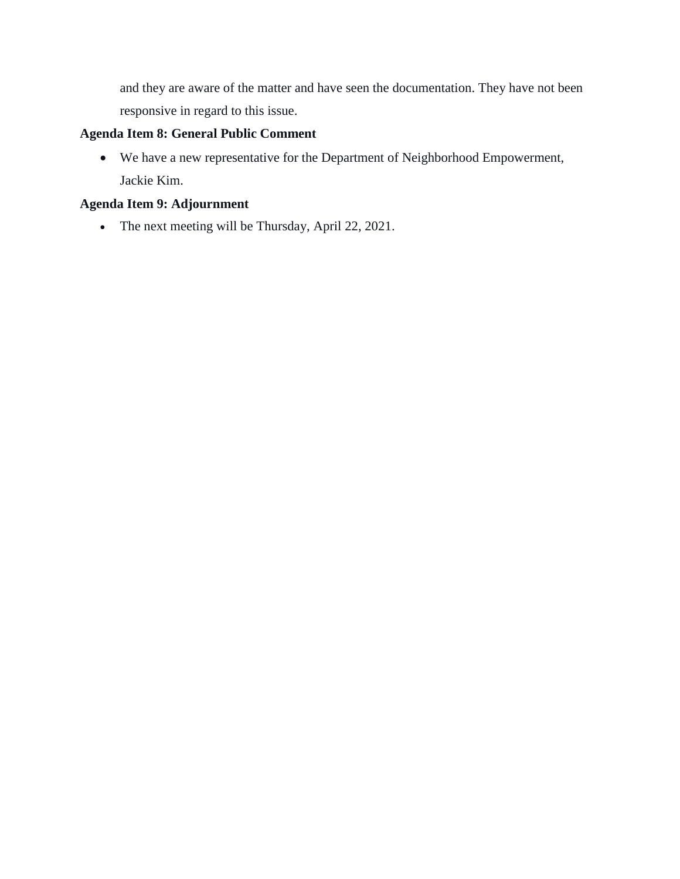and they are aware of the matter and have seen the documentation. They have not been responsive in regard to this issue.

**Agenda Item 8: General Public Comment**

- We have a new representative for the Department of Neighborhood Empowerment, Jackie Kim.

**Agenda Item 9: Adjournment**

- The next meeting will be Thursday, April 22, 2021.